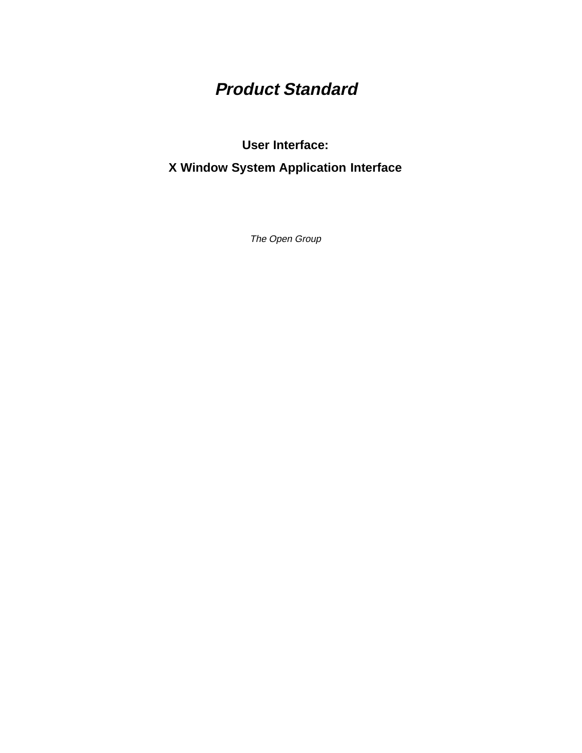# *Product Standard*

## User Interface:

## X Window System Application Interface

*The Open Group*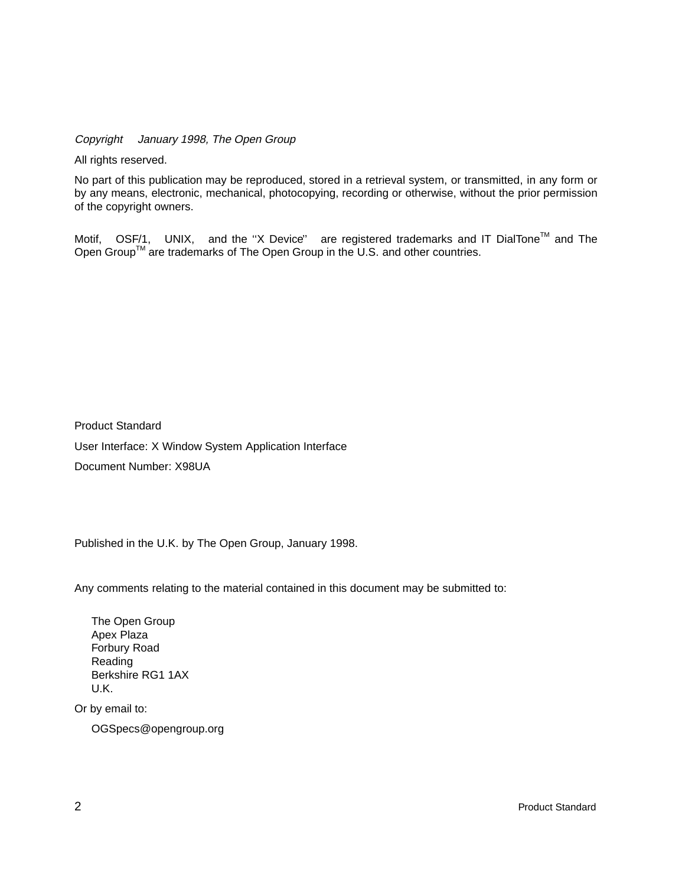*Copyright January 1998, The Open Group*

All rights reserved.

No part of this publication may be reproduced, stored in a retrieval system, or transmitted, in any form or by any means, electronic, mechanical, photocopying, recording or otherwise, without the prior permission of the copyright owners.

Motif, OSF/1, UNIX, and the ''X Device'' are registered trademarks and IT DialTone™ and The Open Group™ are trademarks of The Open Group in the U.S. and other countries.

Product Standard

User Interface: X Window System Application Interface

Document Number: X98UA

Published in the U.K. by The Open Group, January 1998.

Any comments relating to the material contained in this document may be submitted to:

The Open Group
Apex Plaza
Forbury Road
Reading
Berkshire RG1 1AX
U.K.

Or by email to:

OGSpecs@opengroup.org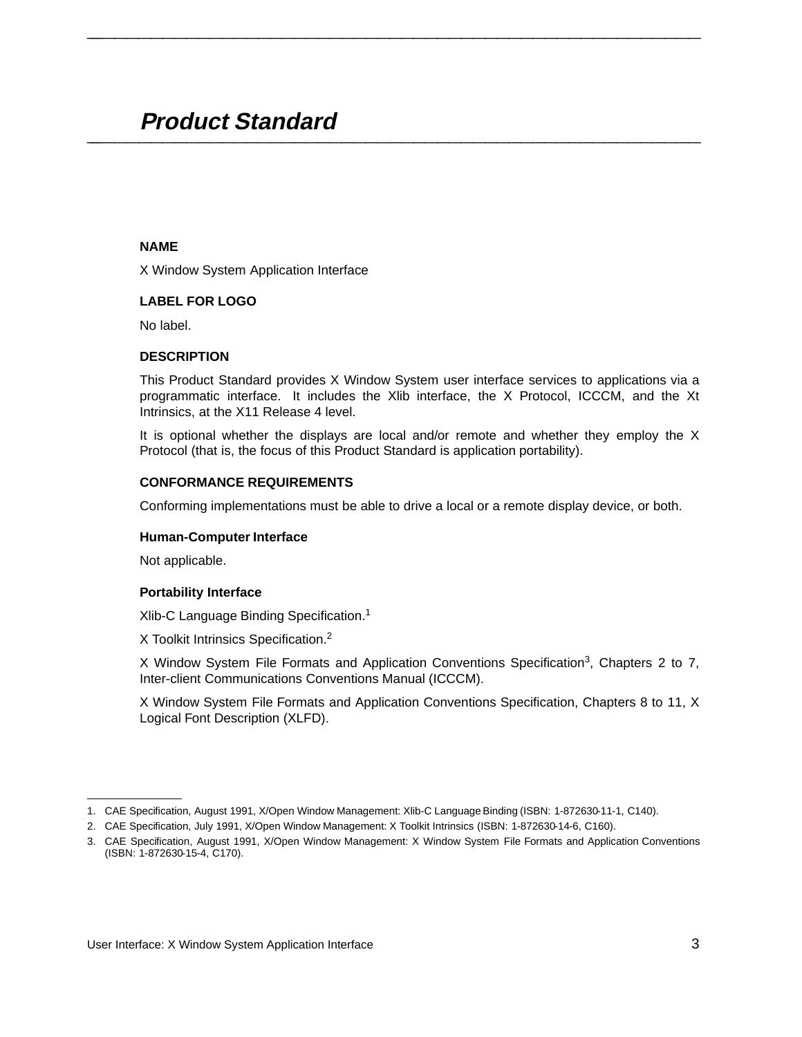# *Product Standard*

**NAME**

X Window System Application Interface

**LABEL FOR LOGO**

No label.

**DESCRIPTION**

This Product Standard provides X Window System user interface services to applications via a programmatic interface. It includes the Xlib interface, the X Protocol, ICCCM, and the Xt Intrinsics, at the X11 Release 4 level.

It is optional whether the displays are local and/or remote and whether they employ the X Protocol (that is, the focus of this Product Standard is application portability).

**CONFORMANCE REQUIREMENTS**

Conforming implementations must be able to drive a local or a remote display device, or both.

**Human-Computer Interface**

Not applicable.

**Portability Interface**

Xlib-C Language Binding Specification.[1]

X Toolkit Intrinsics Specification.[2]

X Window System File Formats and Application Conventions Specification[3], Chapters 2 to 7, Inter-client Communications Conventions Manual (ICCCM).

X Window System File Formats and Application Conventions Specification, Chapters 8 to 11, X Logical Font Description (XLFD).

---

1. CAE Specification, August 1991, X/Open Window Management: Xlib-C Language Binding (ISBN: 1-872630-11-1, C140).
2. CAE Specification, July 1991, X/Open Window Management: X Toolkit Intrinsics (ISBN: 1-872630-14-6, C160).
3. CAE Specification, August 1991, X/Open Window Management: X Window System File Formats and Application Conventions (ISBN: 1-872630-15-4, C170).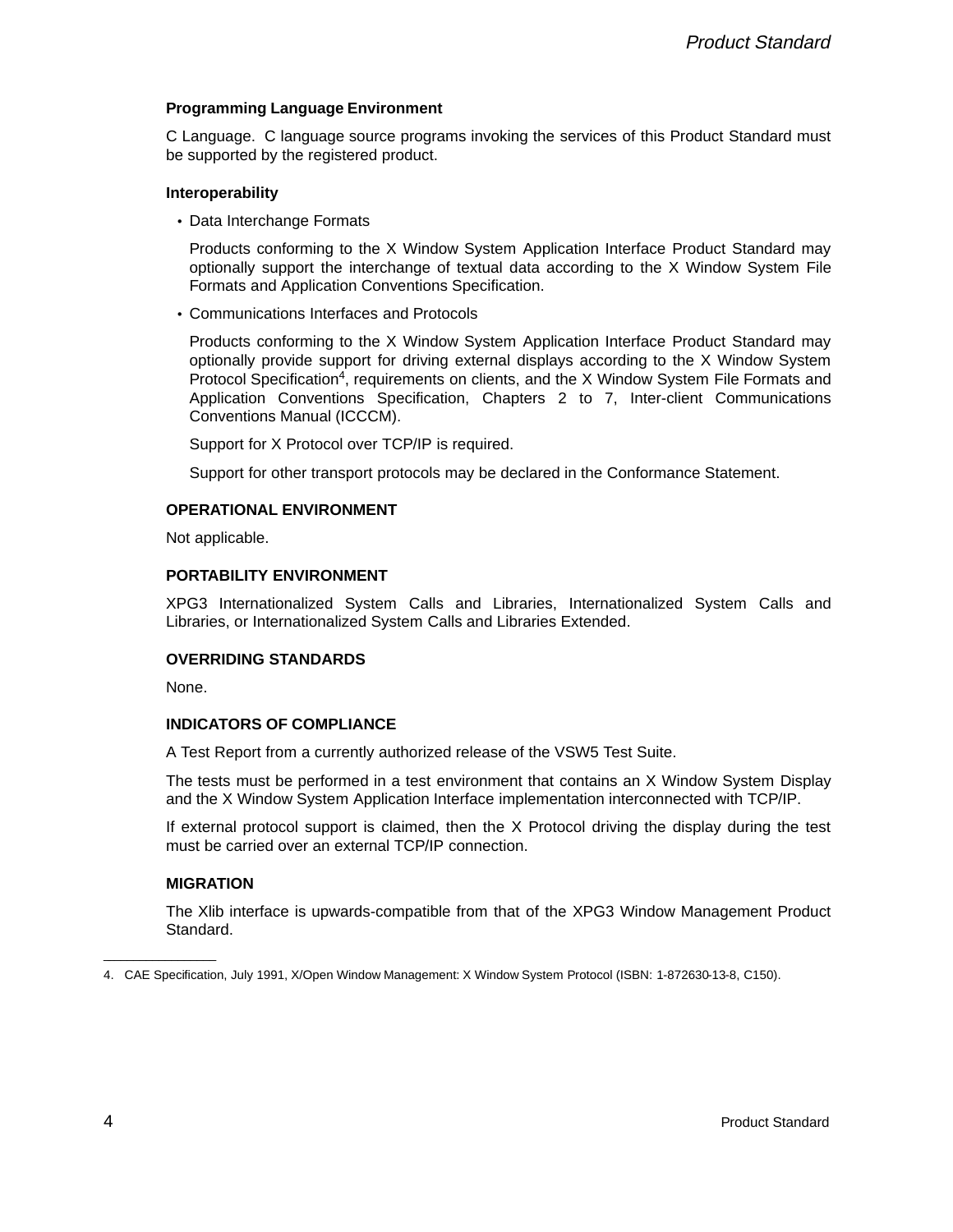**Programming Language Environment**

C Language. C language source programs invoking the services of this Product Standard must be supported by the registered product.

**Interoperability**

- Data Interchange Formats

  Products conforming to the X Window System Application Interface Product Standard may optionally support the interchange of textual data according to the X Window System File Formats and Application Conventions Specification.

- Communications Interfaces and Protocols

  Products conforming to the X Window System Application Interface Product Standard may optionally provide support for driving external displays according to the X Window System Protocol Specification[4], requirements on clients, and the X Window System File Formats and Application Conventions Specification, Chapters 2 to 7, Inter-client Communications Conventions Manual (ICCCM).

  Support for X Protocol over TCP/IP is required.

  Support for other transport protocols may be declared in the Conformance Statement.

**OPERATIONAL ENVIRONMENT**

Not applicable.

**PORTABILITY ENVIRONMENT**

XPG3 Internationalized System Calls and Libraries, Internationalized System Calls and Libraries, or Internationalized System Calls and Libraries Extended.

**OVERRIDING STANDARDS**

None.

**INDICATORS OF COMPLIANCE**

A Test Report from a currently authorized release of the VSW5 Test Suite.

The tests must be performed in a test environment that contains an X Window System Display and the X Window System Application Interface implementation interconnected with TCP/IP.

If external protocol support is claimed, then the X Protocol driving the display during the test must be carried over an external TCP/IP connection.

**MIGRATION**

The Xlib interface is upwards-compatible from that of the XPG3 Window Management Product Standard.

---

4. CAE Specification, July 1991, X/Open Window Management: X Window System Protocol (ISBN: 1-872630-13-8, C150).